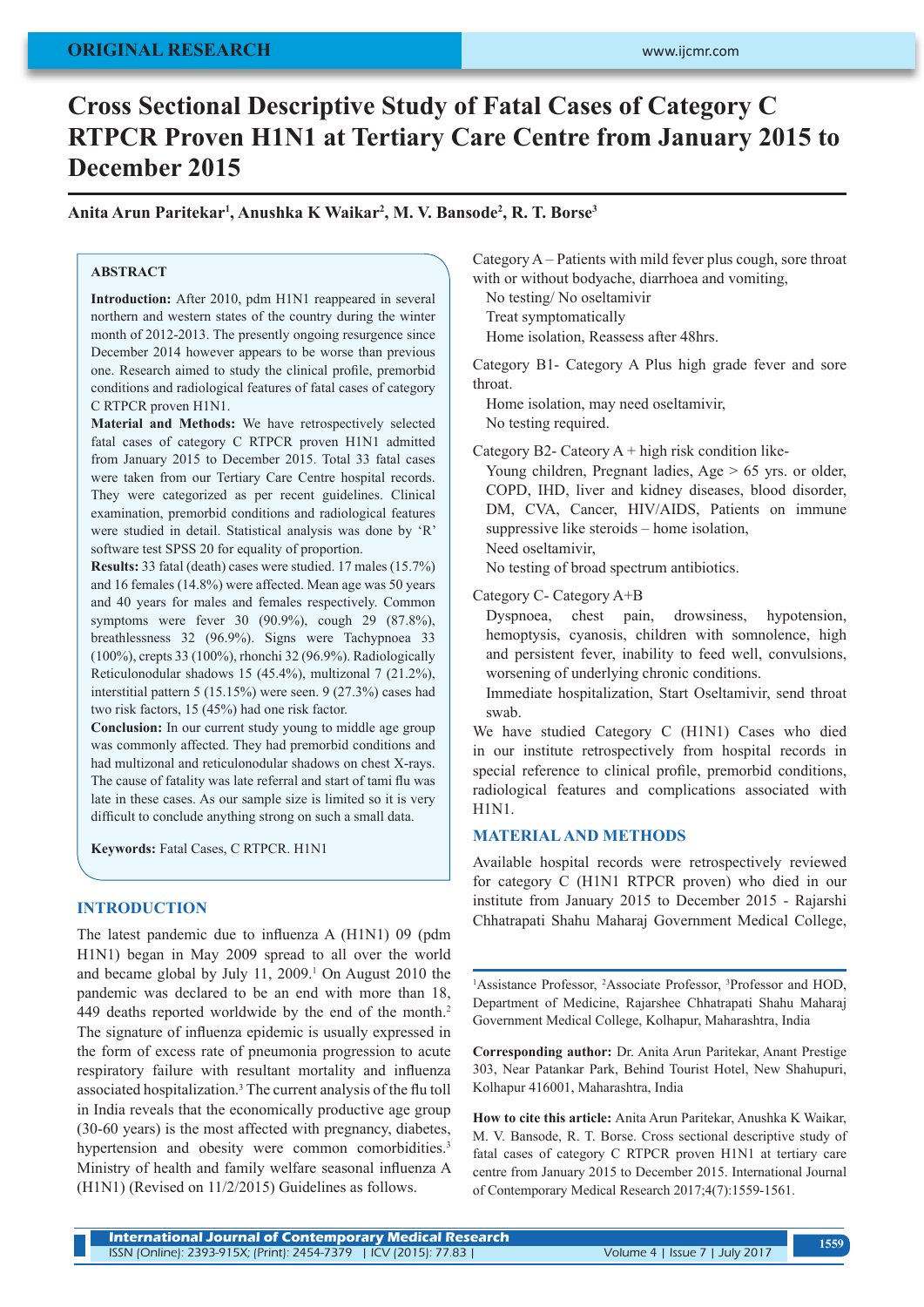ORIGINAL RESEARCH

# Cross Sectional Descriptive Study of Fatal Cases of Category C RTPCR Proven H1N1 at Tertiary Care Centre from January 2015 to December 2015

**Anita Arun Paritekar[1], Anushka K Waikar[2], M. V. Bansode[2], R. T. Borse[3]**

## ABSTRACT

**Introduction:** After 2010, pdm H1N1 reappeared in several northern and western states of the country during the winter month of 2012-2013. The presently ongoing resurgence since December 2014 however appears to be worse than previous one. Research aimed to study the clinical profile, premorbid conditions and radiological features of fatal cases of category C RTPCR proven H1N1.

**Material and Methods:** We have retrospectively selected fatal cases of category C RTPCR proven H1N1 admitted from January 2015 to December 2015. Total 33 fatal cases were taken from our Tertiary Care Centre hospital records. They were categorized as per recent guidelines. Clinical examination, premorbid conditions and radiological features were studied in detail. Statistical analysis was done by 'R' software test SPSS 20 for equality of proportion.

**Results:** 33 fatal (death) cases were studied. 17 males (15.7%) and 16 females (14.8%) were affected. Mean age was 50 years and 40 years for males and females respectively. Common symptoms were fever 30 (90.9%), cough 29 (87.8%), breathlessness 32 (96.9%). Signs were Tachypnoea 33 (100%), crepts 33 (100%), rhonchi 32 (96.9%). Radiologically Reticulonodular shadows 15 (45.4%), multizonal 7 (21.2%), interstitial pattern 5 (15.15%) were seen. 9 (27.3%) cases had two risk factors, 15 (45%) had one risk factor.

**Conclusion:** In our current study young to middle age group was commonly affected. They had premorbid conditions and had multizonal and reticulonodular shadows on chest X-rays. The cause of fatality was late referral and start of tami flu was late in these cases. As our sample size is limited so it is very difficult to conclude anything strong on such a small data.

**Keywords:** Fatal Cases, C RTPCR. H1N1

## INTRODUCTION

The latest pandemic due to influenza A (H1N1) 09 (pdm H1N1) began in May 2009 spread to all over the world and became global by July 11, 2009.[1] On August 2010 the pandemic was declared to be an end with more than 18, 449 deaths reported worldwide by the end of the month.[2] The signature of influenza epidemic is usually expressed in the form of excess rate of pneumonia progression to acute respiratory failure with resultant mortality and influenza associated hospitalization.[3] The current analysis of the flu toll in India reveals that the economically productive age group (30-60 years) is the most affected with pregnancy, diabetes, hypertension and obesity were common comorbidities.[3] Ministry of health and family welfare seasonal influenza A (H1N1) (Revised on 11/2/2015) Guidelines as follows.

Category A – Patients with mild fever plus cough, sore throat with or without bodyache, diarrhoea and vomiting,

- No testing/ No oseltamivir
- Treat symptomatically
- Home isolation, Reassess after 48hrs.

Category B1- Category A Plus high grade fever and sore throat.

- Home isolation, may need oseltamivir,
- No testing required.

Category B2- Cateory A + high risk condition like-

- Young children, Pregnant ladies, Age > 65 yrs. or older, COPD, IHD, liver and kidney diseases, blood disorder, DM, CVA, Cancer, HIV/AIDS, Patients on immune suppressive like steroids – home isolation,
- Need oseltamivir,
- No testing of broad spectrum antibiotics.

Category C- Category A+B

- Dyspnoea, chest pain, drowsiness, hypotension, hemoptysis, cyanosis, children with somnolence, high and persistent fever, inability to feed well, convulsions, worsening of underlying chronic conditions.
- Immediate hospitalization, Start Oseltamivir, send throat swab.

We have studied Category C (H1N1) Cases who died in our institute retrospectively from hospital records in special reference to clinical profile, premorbid conditions, radiological features and complications associated with H1N1.

## MATERIAL AND METHODS

Available hospital records were retrospectively reviewed for category C (H1N1 RTPCR proven) who died in our institute from January 2015 to December 2015 - Rajarshi Chhatrapati Shahu Maharaj Government Medical College,

[1]Assistance Professor, [2]Associate Professor, [3]Professor and HOD, Department of Medicine, Rajarshee Chhatrapati Shahu Maharaj Government Medical College, Kolhapur, Maharashtra, India

**Corresponding author:** Dr. Anita Arun Paritekar, Anant Prestige 303, Near Patankar Park, Behind Tourist Hotel, New Shahupuri, Kolhapur 416001, Maharashtra, India

**How to cite this article:** Anita Arun Paritekar, Anushka K Waikar, M. V. Bansode, R. T. Borse. Cross sectional descriptive study of fatal cases of category C RTPCR proven H1N1 at tertiary care centre from January 2015 to December 2015. International Journal of Contemporary Medical Research 2017;4(7):1559-1561.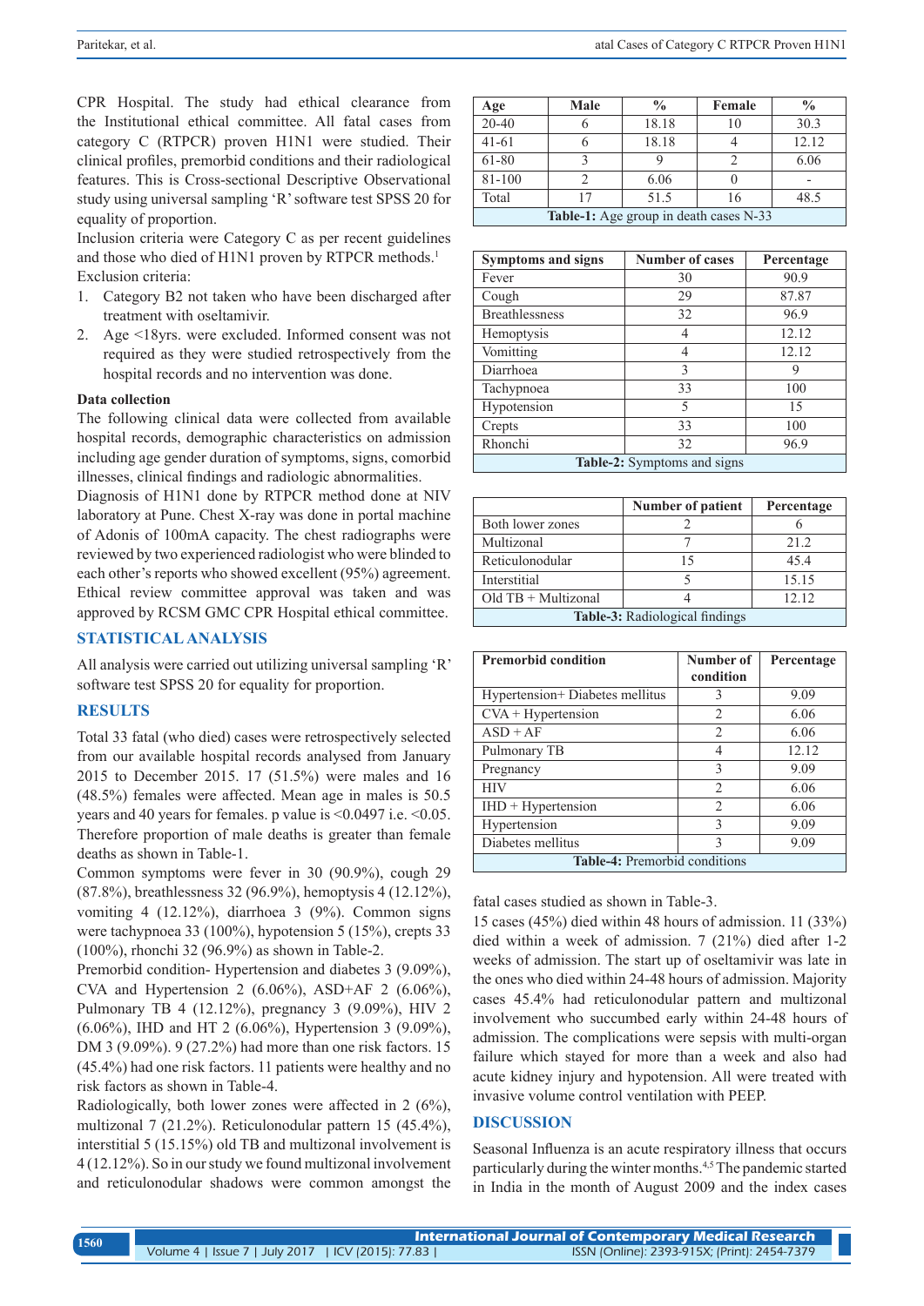CPR Hospital. The study had ethical clearance from the Institutional ethical committee. All fatal cases from category C (RTPCR) proven H1N1 were studied. Their clinical profiles, premorbid conditions and their radiological features. This is Cross-sectional Descriptive Observational study using universal sampling 'R' software test SPSS 20 for equality of proportion.

Inclusion criteria were Category C as per recent guidelines and those who died of H1N1 proven by RTPCR methods.[1]

Exclusion criteria:

1. Category B2 not taken who have been discharged after treatment with oseltamivir.
2. Age <18yrs. were excluded. Informed consent was not required as they were studied retrospectively from the hospital records and no intervention was done.

**Data collection**

The following clinical data were collected from available hospital records, demographic characteristics on admission including age gender duration of symptoms, signs, comorbid illnesses, clinical findings and radiologic abnormalities.

Diagnosis of H1N1 done by RTPCR method done at NIV laboratory at Pune. Chest X-ray was done in portal machine of Adonis of 100mA capacity. The chest radiographs were reviewed by two experienced radiologist who were blinded to each other's reports who showed excellent (95%) agreement. Ethical review committee approval was taken and was approved by RCSM GMC CPR Hospital ethical committee.

## STATISTICAL ANALYSIS

All analysis were carried out utilizing universal sampling 'R' software test SPSS 20 for equality for proportion.

## RESULTS

Total 33 fatal (who died) cases were retrospectively selected from our available hospital records analysed from January 2015 to December 2015. 17 (51.5%) were males and 16 (48.5%) females were affected. Mean age in males is 50.5 years and 40 years for females. p value is <0.0497 i.e. <0.05. Therefore proportion of male deaths is greater than female deaths as shown in Table-1.

Common symptoms were fever in 30 (90.9%), cough 29 (87.8%), breathlessness 32 (96.9%), hemoptysis 4 (12.12%), vomiting 4 (12.12%), diarrhoea 3 (9%). Common signs were tachypnoea 33 (100%), hypotension 5 (15%), crepts 33 (100%), rhonchi 32 (96.9%) as shown in Table-2.

Premorbid condition- Hypertension and diabetes 3 (9.09%), CVA and Hypertension 2 (6.06%), ASD+AF 2 (6.06%), Pulmonary TB 4 (12.12%), pregnancy 3 (9.09%), HIV 2 (6.06%), IHD and HT 2 (6.06%), Hypertension 3 (9.09%), DM 3 (9.09%). 9 (27.2%) had more than one risk factors. 15 (45.4%) had one risk factors. 11 patients were healthy and no risk factors as shown in Table-4.

Radiologically, both lower zones were affected in 2 (6%), multizonal 7 (21.2%). Reticulonodular pattern 15 (45.4%), interstitial 5 (15.15%) old TB and multizonal involvement is 4 (12.12%). So in our study we found multizonal involvement and reticulonodular shadows were common amongst the fatal cases studied as shown in Table-3.

| Age | Male | % | Female | % |
|---|---|---|---|---|
| 20-40 | 6 | 18.18 | 10 | 30.3 |
| 41-61 | 6 | 18.18 | 4 | 12.12 |
| 61-80 | 3 | 9 | 2 | 6.06 |
| 81-100 | 2 | 6.06 | 0 | - |
| Total | 17 | 51.5 | 16 | 48.5 |

**Table-1:** Age group in death cases N-33

| Symptoms and signs | Number of cases | Percentage |
|---|---|---|
| Fever | 30 | 90.9 |
| Cough | 29 | 87.87 |
| Breathlessness | 32 | 96.9 |
| Hemoptysis | 4 | 12.12 |
| Vomitting | 4 | 12.12 |
| Diarrhoea | 3 | 9 |
| Tachypnoea | 33 | 100 |
| Hypotension | 5 | 15 |
| Crepts | 33 | 100 |
| Rhonchi | 32 | 96.9 |

**Table-2:** Symptoms and signs

| | Number of patient | Percentage |
|---|---|---|
| Both lower zones | 2 | 6 |
| Multizonal | 7 | 21.2 |
| Reticulonodular | 15 | 45.4 |
| Interstitial | 5 | 15.15 |
| Old TB + Multizonal | 4 | 12.12 |

**Table-3:** Radiological findings

| Premorbid condition | Number of condition | Percentage |
|---|---|---|
| Hypertension+ Diabetes mellitus | 3 | 9.09 |
| CVA + Hypertension | 2 | 6.06 |
| ASD + AF | 2 | 6.06 |
| Pulmonary TB | 4 | 12.12 |
| Pregnancy | 3 | 9.09 |
| HIV | 2 | 6.06 |
| IHD + Hypertension | 2 | 6.06 |
| Hypertension | 3 | 9.09 |
| Diabetes mellitus | 3 | 9.09 |

**Table-4:** Premorbid conditions

15 cases (45%) died within 48 hours of admission. 11 (33%) died within a week of admission. 7 (21%) died after 1-2 weeks of admission. The start up of oseltamivir was late in the ones who died within 24-48 hours of admission. Majority cases 45.4% had reticulonodular pattern and multizonal involvement who succumbed early within 24-48 hours of admission. The complications were sepsis with multi-organ failure which stayed for more than a week and also had acute kidney injury and hypotension. All were treated with invasive volume control ventilation with PEEP.

## DISCUSSION

Seasonal Influenza is an acute respiratory illness that occurs particularly during the winter months.[4,5] The pandemic started in India in the month of August 2009 and the index cases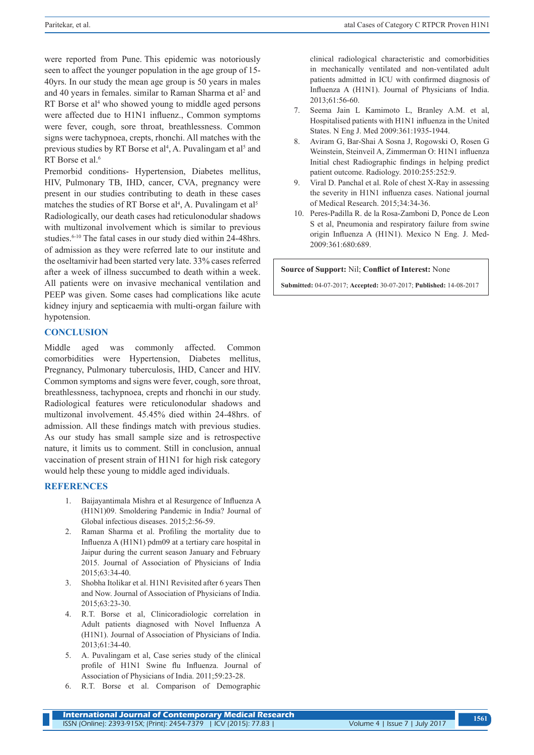were reported from Pune. This epidemic was notoriously seen to affect the younger population in the age group of 15-40yrs. In our study the mean age group is 50 years in males and 40 years in females. similar to Raman Sharma et al[2] and RT Borse et al[4] who showed young to middle aged persons were affected due to H1N1 influenz., Common symptoms were fever, cough, sore throat, breathlessness. Common signs were tachypnoea, crepts, rhonchi. All matches with the previous studies by RT Borse et al[4], A. Puvalingam et al[5] and RT Borse et al.[6]

Premorbid conditions- Hypertension, Diabetes mellitus, HIV, Pulmonary TB, IHD, cancer, CVA, pregnancy were present in our studies contributing to death in these cases matches the studies of RT Borse et al[4], A. Puvalingam et al[5]

Radiologically, our death cases had reticulonodular shadows with multizonal involvement which is similar to previous studies.[6-10] The fatal cases in our study died within 24-48hrs. of admission as they were referred late to our institute and the oseltamivir had been started very late. 33% cases referred after a week of illness succumbed to death within a week. All patients were on invasive mechanical ventilation and PEEP was given. Some cases had complications like acute kidney injury and septicaemia with multi-organ failure with hypotension.

## CONCLUSION

Middle aged was commonly affected. Common comorbidities were Hypertension, Diabetes mellitus, Pregnancy, Pulmonary tuberculosis, IHD, Cancer and HIV. Common symptoms and signs were fever, cough, sore throat, breathlessness, tachypnoea, crepts and rhonchi in our study. Radiological features were reticulonodular shadows and multizonal involvement. 45.45% died within 24-48hrs. of admission. All these findings match with previous studies. As our study has small sample size and is retrospective nature, it limits us to comment. Still in conclusion, annual vaccination of present strain of H1N1 for high risk category would help these young to middle aged individuals.

## REFERENCES

1. Baijayantimala Mishra et al Resurgence of Influenza A (H1N1)09. Smoldering Pandemic in India? Journal of Global infectious diseases. 2015;2:56-59.
2. Raman Sharma et al. Profiling the mortality due to Influenza A (H1N1) pdm09 at a tertiary care hospital in Jaipur during the current season January and February 2015. Journal of Association of Physicians of India 2015;63:34-40.
3. Shobha Itolikar et al. H1N1 Revisited after 6 years Then and Now. Journal of Association of Physicians of India. 2015;63:23-30.
4. R.T. Borse et al, Clinicoradiologic correlation in Adult patients diagnosed with Novel Influenza A (H1N1). Journal of Association of Physicians of India. 2013;61:34-40.
5. A. Puvalingam et al, Case series study of the clinical profile of H1N1 Swine flu Influenza. Journal of Association of Physicians of India. 2011;59:23-28.
6. R.T. Borse et al. Comparison of Demographic clinical radiological characteristic and comorbidities in mechanically ventilated and non-ventilated adult patients admitted in ICU with confirmed diagnosis of Influenza A (H1N1). Journal of Physicians of India. 2013;61:56-60.
7. Seema Jain L Kamimoto L, Branley A.M. et al, Hospitalised patients with H1N1 influenza in the United States. N Eng J. Med 2009:361:1935-1944.
8. Aviram G, Bar-Shai A Sosna J, Rogowski O, Rosen G Weinstein, Steinveil A, Zimmerman O: H1N1 influenza Initial chest Radiographic findings in helping predict patient outcome. Radiology. 2010:255:252:9.
9. Viral D. Panchal et al. Role of chest X-Ray in assessing the severity in H1N1 influenza cases. National journal of Medical Research. 2015;34:34-36.
10. Peres-Padilla R. de la Rosa-Zamboni D, Ponce de Leon S et al, Pneumonia and respiratory failure from swine origin Influenza A (H1N1). Mexico N Eng. J. Med-2009:361:680:689.

**Source of Support:** Nil; **Conflict of Interest:** None

**Submitted:** 04-07-2017; **Accepted:** 30-07-2017; **Published:** 14-08-2017